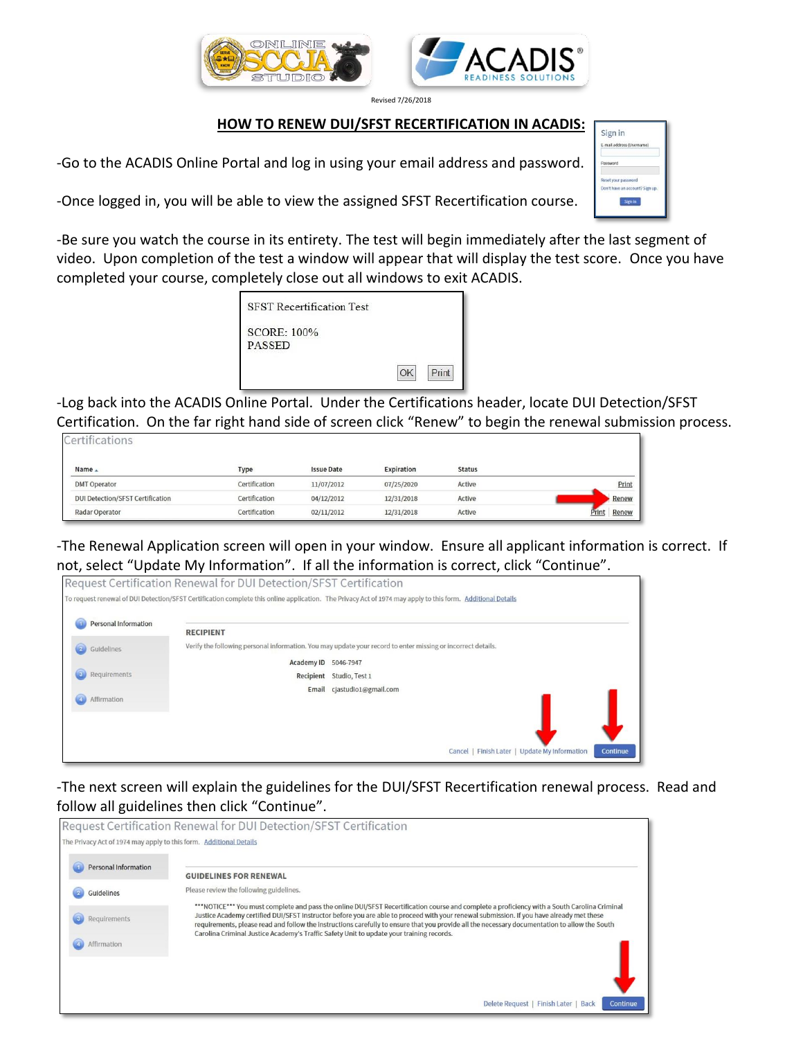Revised 7/26/2018

# HOW TO RENEW DUI/SFST RECERTIFICATION IN ACADIS:

-Go to the ACADIS Online Portal and log in using your email address and password.

-Once logged in, you will be able to view the assigned SFST Recertification course.

-Be sure you watch the course in its entirety. The test will begin immediately after the last segment of video. Upon completion of the test a window will appear that will display the test score. Once you have completed your course, completely close out all windows to exit ACADIS.

SFST Recertification Test

SCORE: 100%
PASSED

-Log back into the ACADIS Online Portal. Under the Certifications header, locate DUI Detection/SFST Certification. On the far right hand side of screen click "Renew" to begin the renewal submission process.

Certifications

| Name | Type | Issue Date | Expiration | Status | |
|---|---|---|---|---|---|
| DMT Operator | Certification | 11/07/2012 | 07/25/2020 | Active | Print |
| DUI Detection/SFST Certification | Certification | 04/12/2012 | 12/31/2018 | Active | Renew |
| Radar Operator | Certification | 02/11/2012 | 12/31/2018 | Active | Print \| Renew |

-The Renewal Application screen will open in your window. Ensure all applicant information is correct. If not, select "Update My Information". If all the information is correct, click "Continue".

Request Certification Renewal for DUI Detection/SFST Certification

To request renewal of DUI Detection/SFST Certification complete this online application. The Privacy Act of 1974 may apply to this form. Additional Details

1. Personal Information
2. Guidelines
3. Requirements
4. Affirmation

RECIPIENT

Verify the following personal information. You may update your record to enter missing or incorrect details.

Academy ID 5046-7947
Recipient Studio, Test 1
Email cjastudio1@gmail.com

Cancel | Finish Later | Update My Information | Continue

-The next screen will explain the guidelines for the DUI/SFST Recertification renewal process. Read and follow all guidelines then click "Continue".

Request Certification Renewal for DUI Detection/SFST Certification

The Privacy Act of 1974 may apply to this form. Additional Details

1. Personal Information
2. Guidelines
3. Requirements
4. Affirmation

GUIDELINES FOR RENEWAL

Please review the following guidelines.

\*\*\*NOTICE\*\*\* You must complete and pass the online DUI/SFST Recertification course and complete a proficiency with a South Carolina Criminal Justice Academy certified DUI/SFST Instructor before you are able to proceed with your renewal submission. If you have already met these requirements, please read and follow the instructions carefully to ensure that you provide all the necessary documentation to allow the South Carolina Criminal Justice Academy's Traffic Safety Unit to update your training records.

Delete Request | Finish Later | Back | Continue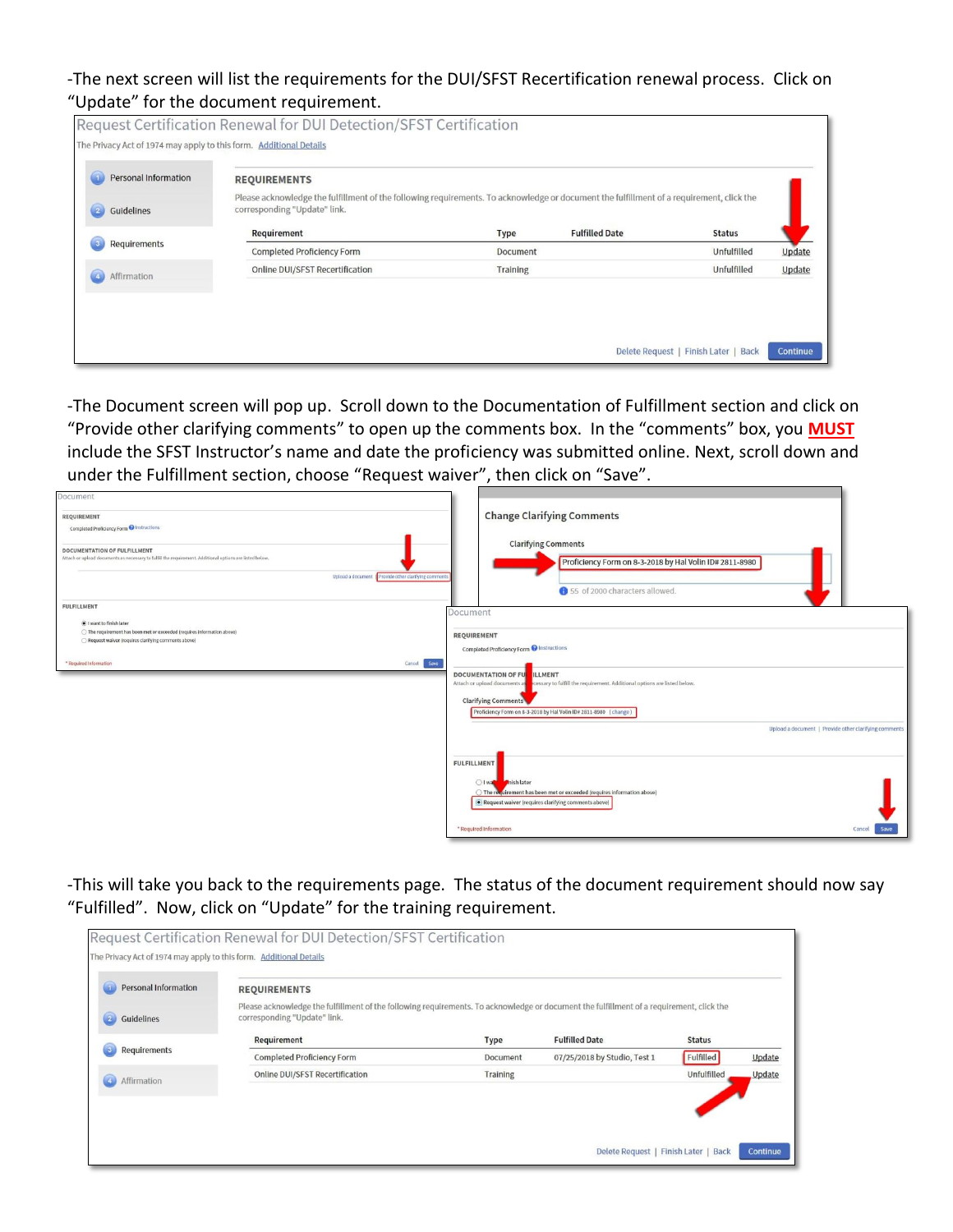-The next screen will list the requirements for the DUI/SFST Recertification renewal process. Click on "Update" for the document requirement.

Request Certification Renewal for DUI Detection/SFST Certification

The Privacy Act of 1974 may apply to this form. Additional Details

- Personal Information
- Guidelines
- Requirements
- Affirmation

**REQUIREMENTS**

Please acknowledge the fulfillment of the following requirements. To acknowledge or document the fulfillment of a requirement, click the corresponding "Update" link.

| Requirement | Type | Fulfilled Date | Status | |
|---|---|---|---|---|
| Completed Proficiency Form | Document | | Unfulfilled | Update |
| Online DUI/SFST Recertification | Training | | Unfulfilled | Update |

Delete Request | Finish Later | Back | Continue

-The Document screen will pop up. Scroll down to the Documentation of Fulfillment section and click on "Provide other clarifying comments" to open up the comments box. In the "comments" box, you **MUST** include the SFST Instructor's name and date the proficiency was submitted online. Next, scroll down and under the Fulfillment section, choose "Request waiver", then click on "Save".

Change Clarifying Comments

Clarifying Comments

Proficiency Form on 8-3-2018 by Hal Volin ID# 2811-8980

55 of 2000 characters allowed.

Document

REQUIREMENT

Completed Proficiency Form Instructions

DOCUMENTATION OF FULFILLMENT

Attach or upload documents as necessary to fulfill the requirement. Additional options are listed below.

Clarifying Comments

Proficiency Form on 8-3-2018 by Hal Volin ID# 2811-8980 (change)

Upload a document | Provide other clarifying comments

FULFILLMENT

- I want to finish later
- The requirement has been met or exceeded (requires information above)
- Request waiver (requires clarifying comments above)

\* Required Information

Cancel Save

-This will take you back to the requirements page. The status of the document requirement should now say "Fulfilled". Now, click on "Update" for the training requirement.

Request Certification Renewal for DUI Detection/SFST Certification

The Privacy Act of 1974 may apply to this form. Additional Details

- Personal Information
- Guidelines
- Requirements
- Affirmation

**REQUIREMENTS**

Please acknowledge the fulfillment of the following requirements. To acknowledge or document the fulfillment of a requirement, click the corresponding "Update" link.

| Requirement | Type | Fulfilled Date | Status | |
|---|---|---|---|---|
| Completed Proficiency Form | Document | 07/25/2018 by Studio, Test 1 | Fulfilled | Update |
| Online DUI/SFST Recertification | Training | | Unfulfilled | Update |

Delete Request | Finish Later | Back | Continue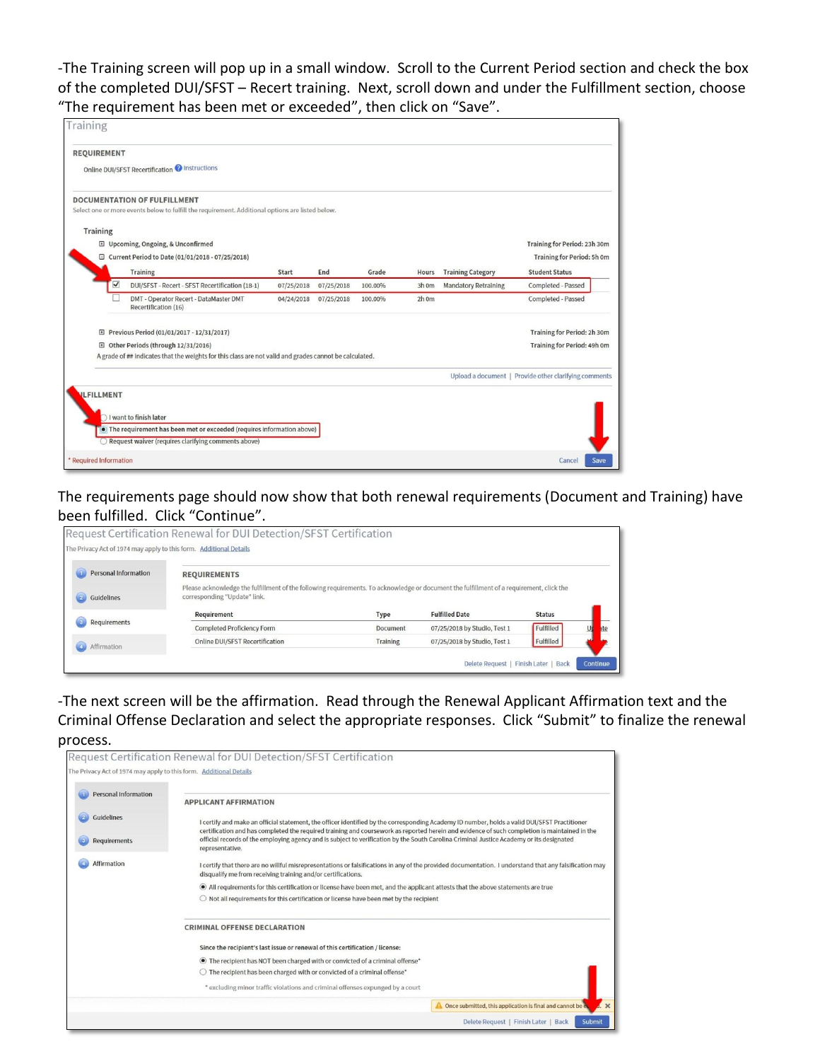-The Training screen will pop up in a small window. Scroll to the Current Period section and check the box of the completed DUI/SFST – Recert training. Next, scroll down and under the Fulfillment section, choose "The requirement has been met or exceeded", then click on "Save".

Training

**REQUIREMENT**

Online DUI/SFST Recertification Instructions

**DOCUMENTATION OF FULFILLMENT**

Select one or more events below to fulfill the requirement. Additional options are listed below.

Training

Upcoming, Ongoing, & Unconfirmed — Training for Period: 23h 30m

Current Period to Date (01/01/2018 - 07/25/2018) — Training for Period: 5h 0m

| | Training | Start | End | Grade | Hours | Training Category | Student Status |
|---|---|---|---|---|---|---|---|
| ☑ | DUI/SFST - Recert - SFST Recertification (18-1) | 07/25/2018 | 07/25/2018 | 100.00% | 3h 0m | Mandatory Retraining | Completed - Passed |
| ☐ | DMT - Operator Recert - DataMaster DMT Recertification (16) | 04/24/2018 | 07/25/2018 | 100.00% | 2h 0m | | Completed - Passed |

Previous Period (01/01/2017 - 12/31/2017) — Training for Period: 2h 30m

Other Periods (through 12/31/2016) — Training for Period: 49h 0m

A grade of ## indicates that the weights for this class are not valid and grades cannot be calculated.

Upload a document | Provide other clarifying comments

**FULFILLMENT**

- ○ I want to finish later
- ◉ The requirement has been met or exceeded (requires information above)
- ○ Request waiver (requires clarifying comments above)

* Required Information

Cancel | Save

The requirements page should now show that both renewal requirements (Document and Training) have been fulfilled. Click "Continue".

Request Certification Renewal for DUI Detection/SFST Certification

The Privacy Act of 1974 may apply to this form. Additional Details

1. Personal Information
2. Guidelines
3. Requirements
4. Affirmation

**REQUIREMENTS**

Please acknowledge the fulfillment of the following requirements. To acknowledge or document the fulfillment of a requirement, click the corresponding "Update" link.

| Requirement | Type | Fulfilled Date | Status | |
|---|---|---|---|---|
| Completed Proficiency Form | Document | 07/25/2018 by Studio, Test 1 | Fulfilled | Update |
| Online DUI/SFST Recertification | Training | 07/25/2018 by Studio, Test 1 | Fulfilled | Update |

Delete Request | Finish Later | Back | Continue

-The next screen will be the affirmation. Read through the Renewal Applicant Affirmation text and the Criminal Offense Declaration and select the appropriate responses. Click "Submit" to finalize the renewal process.

Request Certification Renewal for DUI Detection/SFST Certification

The Privacy Act of 1974 may apply to this form. Additional Details

1. Personal Information
2. Guidelines
3. Requirements
4. Affirmation

**APPLICANT AFFIRMATION**

I certify and make an official statement, the officer identified by the corresponding Academy ID number, holds a valid DUI/SFST Practitioner certification and has completed the required training and coursework as reported herein and evidence of such completion is maintained in the official records of the employing agency and is subject to verification by the South Carolina Criminal Justice Academy or its designated representative.

I certify that there are no willful misrepresentations or falsifications in any of the provided documentation. I understand that any falsification may disqualify me from receiving training and/or certifications.

- ◉ All requirements for this certification or license have been met, and the applicant attests that the above statements are true
- ○ Not all requirements for this certification or license have been met by the recipient

**CRIMINAL OFFENSE DECLARATION**

Since the recipient's last issue or renewal of this certification / license:

- ◉ The recipient has NOT been charged with or convicted of a criminal offense*
- ○ The recipient has been charged with or convicted of a criminal offense*

* excluding minor traffic violations and criminal offenses expunged by a court

Once submitted, this application is final and cannot be edited.

Delete Request | Finish Later | Back | Submit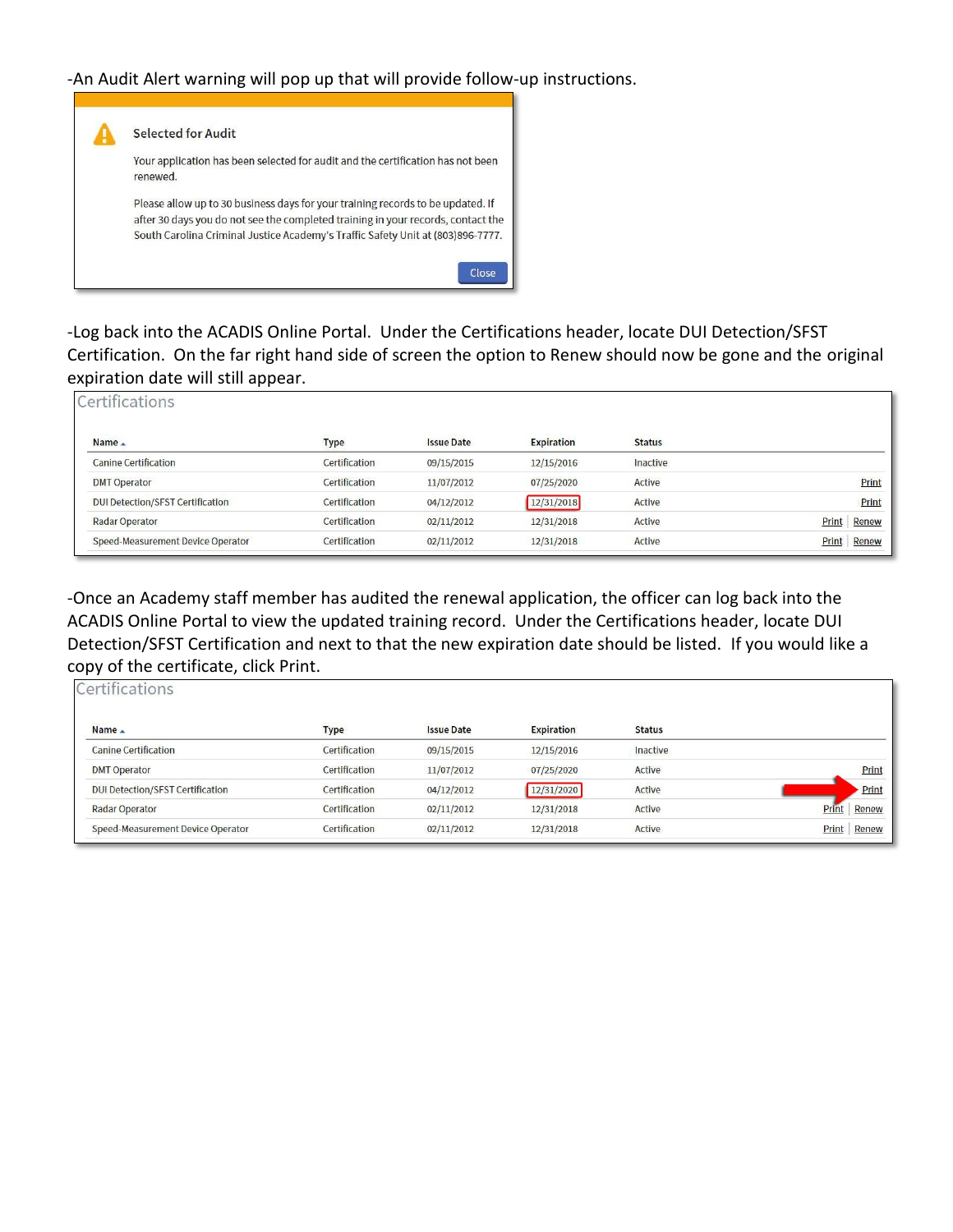-An Audit Alert warning will pop up that will provide follow-up instructions.

**Selected for Audit**

Your application has been selected for audit and the certification has not been renewed.

Please allow up to 30 business days for your training records to be updated. If after 30 days you do not see the completed training in your records, contact the South Carolina Criminal Justice Academy's Traffic Safety Unit at (803)896-7777.

Close

-Log back into the ACADIS Online Portal. Under the Certifications header, locate DUI Detection/SFST Certification. On the far right hand side of screen the option to Renew should now be gone and the original expiration date will still appear.

**Certifications**

| Name | Type | Issue Date | Expiration | Status | |
|---|---|---|---|---|---|
| Canine Certification | Certification | 09/15/2015 | 12/15/2016 | Inactive | |
| DMT Operator | Certification | 11/07/2012 | 07/25/2020 | Active | Print |
| DUI Detection/SFST Certification | Certification | 04/12/2012 | 12/31/2018 | Active | Print |
| Radar Operator | Certification | 02/11/2012 | 12/31/2018 | Active | Print \| Renew |
| Speed-Measurement Device Operator | Certification | 02/11/2012 | 12/31/2018 | Active | Print \| Renew |

-Once an Academy staff member has audited the renewal application, the officer can log back into the ACADIS Online Portal to view the updated training record. Under the Certifications header, locate DUI Detection/SFST Certification and next to that the new expiration date should be listed. If you would like a copy of the certificate, click Print.

**Certifications**

| Name | Type | Issue Date | Expiration | Status | |
|---|---|---|---|---|---|
| Canine Certification | Certification | 09/15/2015 | 12/15/2016 | Inactive | |
| DMT Operator | Certification | 11/07/2012 | 07/25/2020 | Active | Print |
| DUI Detection/SFST Certification | Certification | 04/12/2012 | 12/31/2020 | Active | Print |
| Radar Operator | Certification | 02/11/2012 | 12/31/2018 | Active | Print \| Renew |
| Speed-Measurement Device Operator | Certification | 02/11/2012 | 12/31/2018 | Active | Print \| Renew |